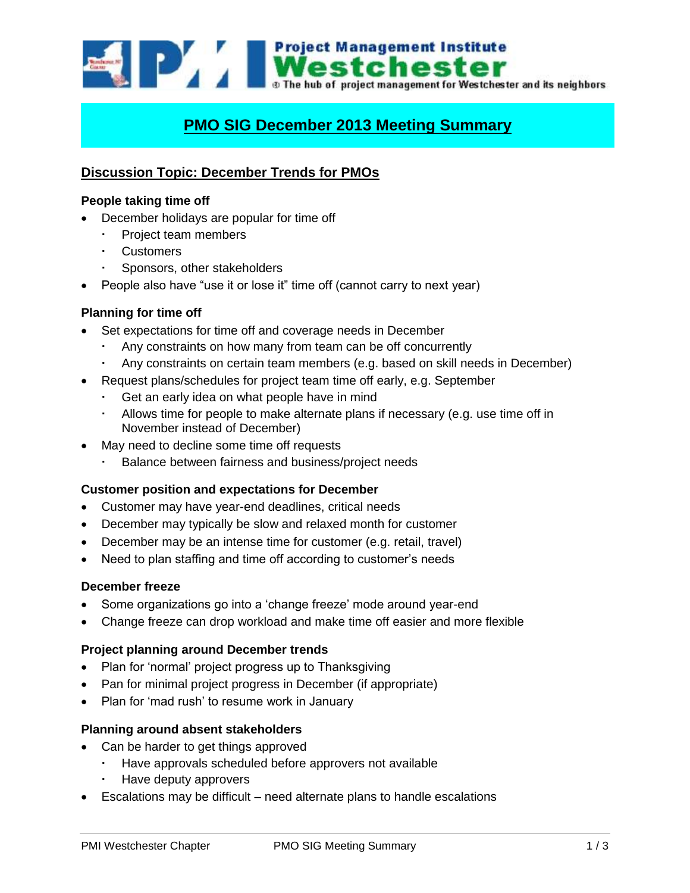Project Management Institute Westchester

The hub of project management for Westchester and its neighbors

# PMO SIG December 2013 Meeting Summary

## Discussion Topic: December Trends for PMOs

### People taking time off

- December holidays are popular for time off
  - Project team members
  - Customers
  - Sponsors, other stakeholders
- People also have "use it or lose it" time off (cannot carry to next year)

### Planning for time off

- Set expectations for time off and coverage needs in December
  - Any constraints on how many from team can be off concurrently
  - Any constraints on certain team members (e.g. based on skill needs in December)
- Request plans/schedules for project team time off early, e.g. September
  - Get an early idea on what people have in mind
  - Allows time for people to make alternate plans if necessary (e.g. use time off in November instead of December)
- May need to decline some time off requests
  - Balance between fairness and business/project needs

### Customer position and expectations for December

- Customer may have year-end deadlines, critical needs
- December may typically be slow and relaxed month for customer
- December may be an intense time for customer (e.g. retail, travel)
- Need to plan staffing and time off according to customer's needs

### December freeze

- Some organizations go into a 'change freeze' mode around year-end
- Change freeze can drop workload and make time off easier and more flexible

### Project planning around December trends

- Plan for 'normal' project progress up to Thanksgiving
- Pan for minimal project progress in December (if appropriate)
- Plan for 'mad rush' to resume work in January

### Planning around absent stakeholders

- Can be harder to get things approved
  - Have approvals scheduled before approvers not available
  - Have deputy approvers
- Escalations may be difficult – need alternate plans to handle escalations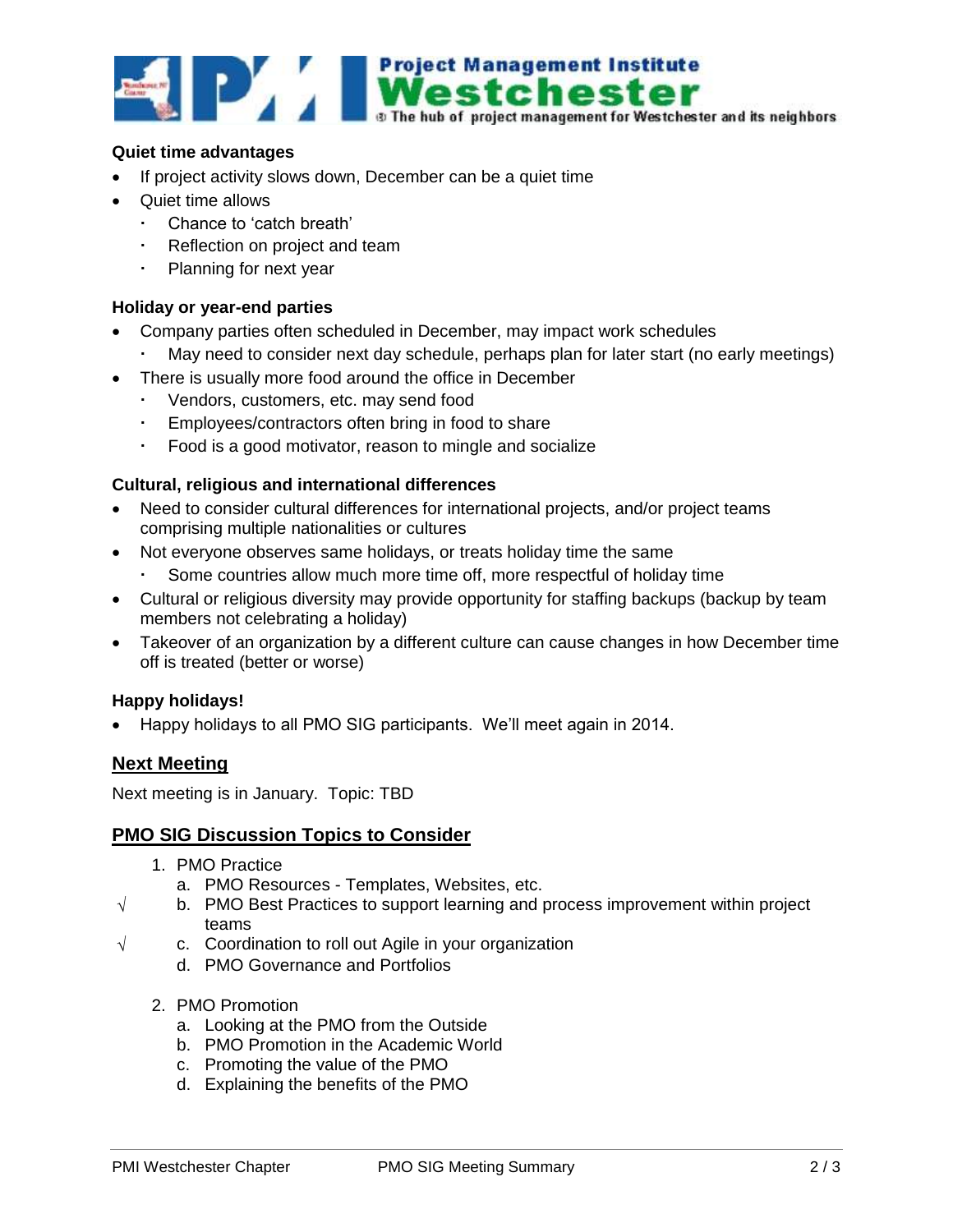**Quiet time advantages**

- If project activity slows down, December can be a quiet time
- Quiet time allows
  - Chance to 'catch breath'
  - Reflection on project and team
  - Planning for next year

**Holiday or year-end parties**

- Company parties often scheduled in December, may impact work schedules
  - May need to consider next day schedule, perhaps plan for later start (no early meetings)
- There is usually more food around the office in December
  - Vendors, customers, etc. may send food
  - Employees/contractors often bring in food to share
  - Food is a good motivator, reason to mingle and socialize

**Cultural, religious and international differences**

- Need to consider cultural differences for international projects, and/or project teams comprising multiple nationalities or cultures
- Not everyone observes same holidays, or treats holiday time the same
  - Some countries allow much more time off, more respectful of holiday time
- Cultural or religious diversity may provide opportunity for staffing backups (backup by team members not celebrating a holiday)
- Takeover of an organization by a different culture can cause changes in how December time off is treated (better or worse)

**Happy holidays!**

- Happy holidays to all PMO SIG participants. We'll meet again in 2014.

## Next Meeting

Next meeting is in January. Topic: TBD

## PMO SIG Discussion Topics to Consider

1. PMO Practice
   a. PMO Resources - Templates, Websites, etc.
   √ b. PMO Best Practices to support learning and process improvement within project teams
   √ c. Coordination to roll out Agile in your organization
   d. PMO Governance and Portfolios

2. PMO Promotion
   a. Looking at the PMO from the Outside
   b. PMO Promotion in the Academic World
   c. Promoting the value of the PMO
   d. Explaining the benefits of the PMO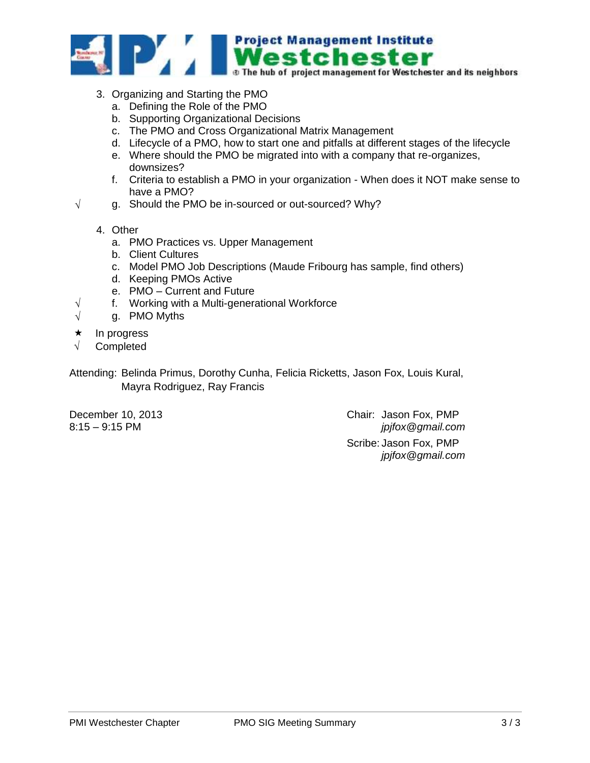3. Organizing and Starting the PMO
   a. Defining the Role of the PMO
   b. Supporting Organizational Decisions
   c. The PMO and Cross Organizational Matrix Management
   d. Lifecycle of a PMO, how to start one and pitfalls at different stages of the lifecycle
   e. Where should the PMO be migrated into with a company that re-organizes, downsizes?
   f. Criteria to establish a PMO in your organization - When does it NOT make sense to have a PMO?
   g. √ Should the PMO be in-sourced or out-sourced? Why?

4. Other
   a. PMO Practices vs. Upper Management
   b. Client Cultures
   c. Model PMO Job Descriptions (Maude Fribourg has sample, find others)
   d. Keeping PMOs Active
   e. PMO – Current and Future
   f. √ Working with a Multi-generational Workforce
   g. √ PMO Myths

★ In progress
√ Completed

Attending: Belinda Primus, Dorothy Cunha, Felicia Ricketts, Jason Fox, Louis Kural, Mayra Rodriguez, Ray Francis

December 10, 2013
8:15 – 9:15 PM

Chair: Jason Fox, PMP
*jpjfox@gmail.com*

Scribe: Jason Fox, PMP
*jpjfox@gmail.com*